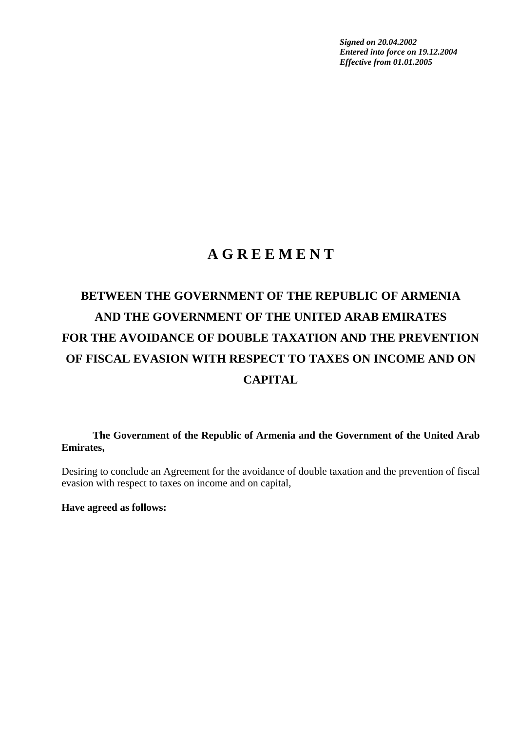***Signed on 20.04.2002***
***Entered into force on 19.12.2004***
***Effective from 01.01.2005***

# A G R E E M E N T

## BETWEEN THE GOVERNMENT OF THE REPUBLIC OF ARMENIA AND THE GOVERNMENT OF THE UNITED ARAB EMIRATES FOR THE AVOIDANCE OF DOUBLE TAXATION AND THE PREVENTION OF FISCAL EVASION WITH RESPECT TO TAXES ON INCOME AND ON CAPITAL

**The Government of the Republic of Armenia and the Government of the United Arab Emirates,**

Desiring to conclude an Agreement for the avoidance of double taxation and the prevention of fiscal evasion with respect to taxes on income and on capital,

**Have agreed as follows:**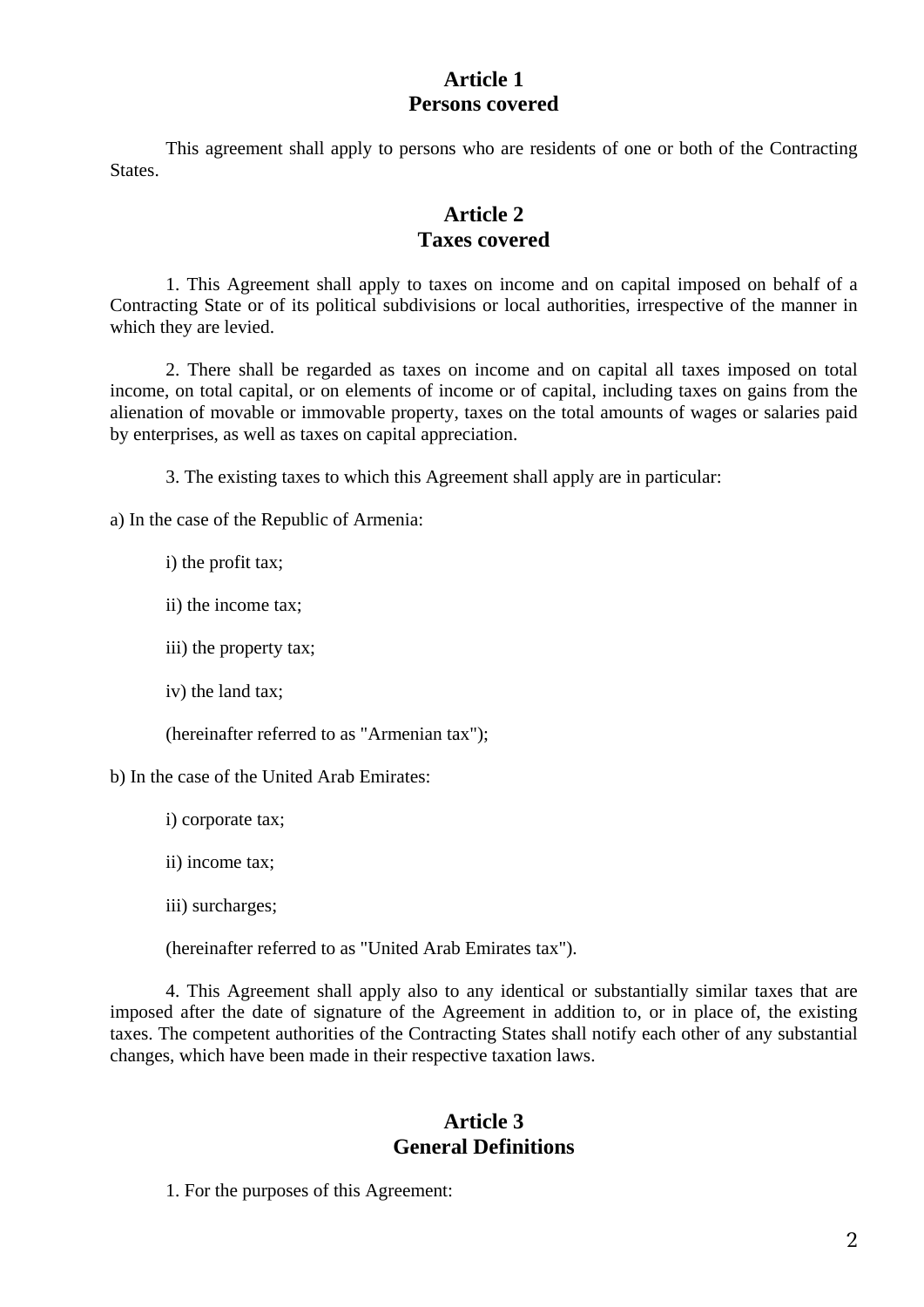## Article 1
## Persons covered

This agreement shall apply to persons who are residents of one or both of the Contracting States.

## Article 2
## Taxes covered

1. This Agreement shall apply to taxes on income and on capital imposed on behalf of a Contracting State or of its political subdivisions or local authorities, irrespective of the manner in which they are levied.

2. There shall be regarded as taxes on income and on capital all taxes imposed on total income, on total capital, or on elements of income or of capital, including taxes on gains from the alienation of movable or immovable property, taxes on the total amounts of wages or salaries paid by enterprises, as well as taxes on capital appreciation.

3. The existing taxes to which this Agreement shall apply are in particular:

a) In the case of the Republic of Armenia:

i) the profit tax;

ii) the income tax;

iii) the property tax;

iv) the land tax;

(hereinafter referred to as "Armenian tax");

b) In the case of the United Arab Emirates:

i) corporate tax;

ii) income tax;

iii) surcharges;

(hereinafter referred to as "United Arab Emirates tax").

4. This Agreement shall apply also to any identical or substantially similar taxes that are imposed after the date of signature of the Agreement in addition to, or in place of, the existing taxes. The competent authorities of the Contracting States shall notify each other of any substantial changes, which have been made in their respective taxation laws.

## Article 3
## General Definitions

1. For the purposes of this Agreement: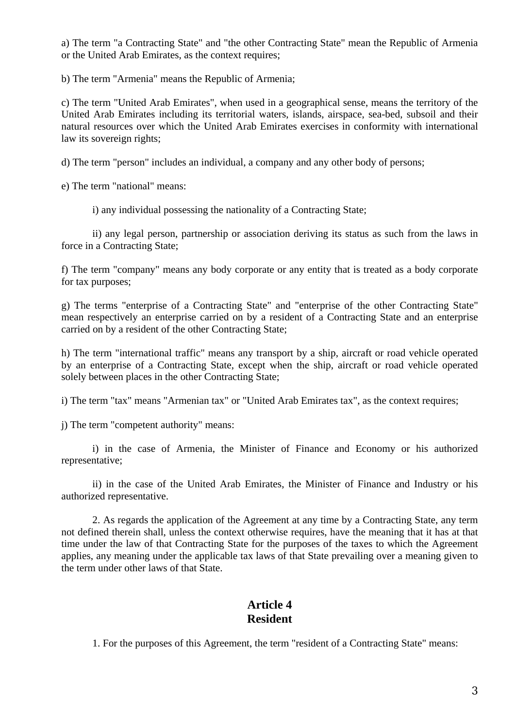a) The term "a Contracting State" and "the other Contracting State" mean the Republic of Armenia or the United Arab Emirates, as the context requires;

b) The term "Armenia" means the Republic of Armenia;

c) The term "United Arab Emirates", when used in a geographical sense, means the territory of the United Arab Emirates including its territorial waters, islands, airspace, sea-bed, subsoil and their natural resources over which the United Arab Emirates exercises in conformity with international law its sovereign rights;

d) The term "person" includes an individual, a company and any other body of persons;

e) The term "national" means:

i) any individual possessing the nationality of a Contracting State;

ii) any legal person, partnership or association deriving its status as such from the laws in force in a Contracting State;

f) The term "company" means any body corporate or any entity that is treated as a body corporate for tax purposes;

g) The terms "enterprise of a Contracting State" and "enterprise of the other Contracting State" mean respectively an enterprise carried on by a resident of a Contracting State and an enterprise carried on by a resident of the other Contracting State;

h) The term "international traffic" means any transport by a ship, aircraft or road vehicle operated by an enterprise of a Contracting State, except when the ship, aircraft or road vehicle operated solely between places in the other Contracting State;

i) The term "tax" means "Armenian tax" or "United Arab Emirates tax", as the context requires;

j) The term "competent authority" means:

i) in the case of Armenia, the Minister of Finance and Economy or his authorized representative;

ii) in the case of the United Arab Emirates, the Minister of Finance and Industry or his authorized representative.

2. As regards the application of the Agreement at any time by a Contracting State, any term not defined therein shall, unless the context otherwise requires, have the meaning that it has at that time under the law of that Contracting State for the purposes of the taxes to which the Agreement applies, any meaning under the applicable tax laws of that State prevailing over a meaning given to the term under other laws of that State.

## Article 4
## Resident

1. For the purposes of this Agreement, the term "resident of a Contracting State" means: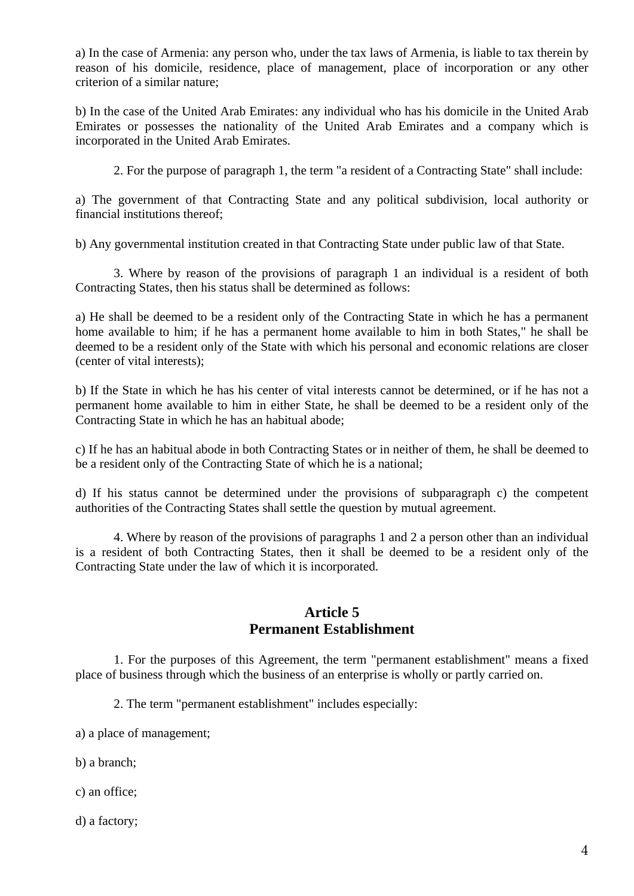a) In the case of Armenia: any person who, under the tax laws of Armenia, is liable to tax therein by reason of his domicile, residence, place of management, place of incorporation or any other criterion of a similar nature;

b) In the case of the United Arab Emirates: any individual who has his domicile in the United Arab Emirates or possesses the nationality of the United Arab Emirates and a company which is incorporated in the United Arab Emirates.

2. For the purpose of paragraph 1, the term "a resident of a Contracting State" shall include:

a) The government of that Contracting State and any political subdivision, local authority or financial institutions thereof;

b) Any governmental institution created in that Contracting State under public law of that State.

3. Where by reason of the provisions of paragraph 1 an individual is a resident of both Contracting States, then his status shall be determined as follows:

a) He shall be deemed to be a resident only of the Contracting State in which he has a permanent home available to him; if he has a permanent home available to him in both States," he shall be deemed to be a resident only of the State with which his personal and economic relations are closer (center of vital interests);

b) If the State in which he has his center of vital interests cannot be determined, or if he has not a permanent home available to him in either State, he shall be deemed to be a resident only of the Contracting State in which he has an habitual abode;

c) If he has an habitual abode in both Contracting States or in neither of them, he shall be deemed to be a resident only of the Contracting State of which he is a national;

d) If his status cannot be determined under the provisions of subparagraph c) the competent authorities of the Contracting States shall settle the question by mutual agreement.

4. Where by reason of the provisions of paragraphs 1 and 2 a person other than an individual is a resident of both Contracting States, then it shall be deemed to be a resident only of the Contracting State under the law of which it is incorporated.

## Article 5
## Permanent Establishment

1. For the purposes of this Agreement, the term "permanent establishment" means a fixed place of business through which the business of an enterprise is wholly or partly carried on.

2. The term "permanent establishment" includes especially:

a) a place of management;

b) a branch;

c) an office;

d) a factory;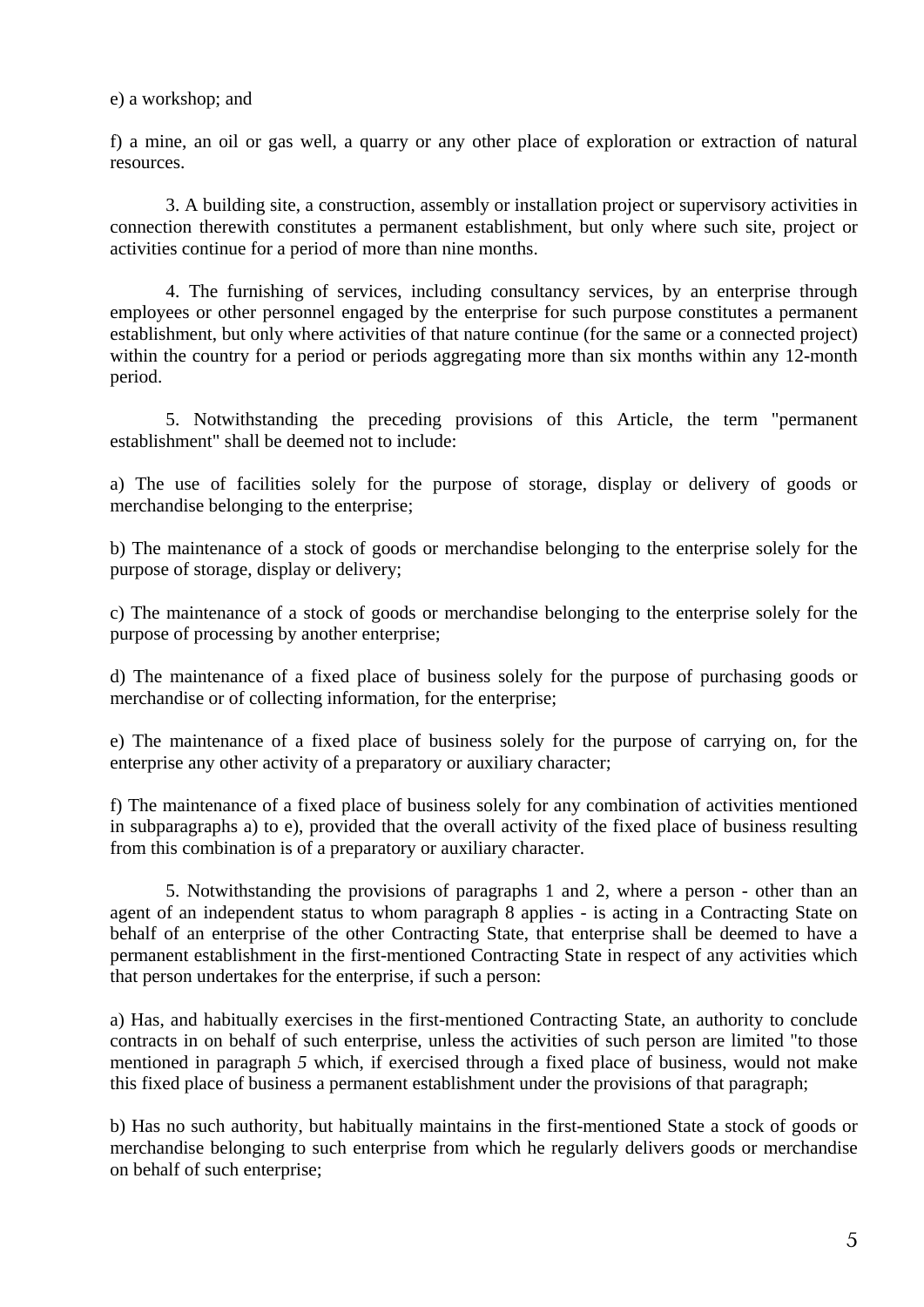e) a workshop; and

f) a mine, an oil or gas well, a quarry or any other place of exploration or extraction of natural resources.

3. A building site, a construction, assembly or installation project or supervisory activities in connection therewith constitutes a permanent establishment, but only where such site, project or activities continue for a period of more than nine months.

4. The furnishing of services, including consultancy services, by an enterprise through employees or other personnel engaged by the enterprise for such purpose constitutes a permanent establishment, but only where activities of that nature continue (for the same or a connected project) within the country for a period or periods aggregating more than six months within any 12-month period.

5. Notwithstanding the preceding provisions of this Article, the term "permanent establishment" shall be deemed not to include:

a) The use of facilities solely for the purpose of storage, display or delivery of goods or merchandise belonging to the enterprise;

b) The maintenance of a stock of goods or merchandise belonging to the enterprise solely for the purpose of storage, display or delivery;

c) The maintenance of a stock of goods or merchandise belonging to the enterprise solely for the purpose of processing by another enterprise;

d) The maintenance of a fixed place of business solely for the purpose of purchasing goods or merchandise or of collecting information, for the enterprise;

e) The maintenance of a fixed place of business solely for the purpose of carrying on, for the enterprise any other activity of a preparatory or auxiliary character;

f) The maintenance of a fixed place of business solely for any combination of activities mentioned in subparagraphs a) to e), provided that the overall activity of the fixed place of business resulting from this combination is of a preparatory or auxiliary character.

5. Notwithstanding the provisions of paragraphs 1 and 2, where a person - other than an agent of an independent status to whom paragraph 8 applies - is acting in a Contracting State on behalf of an enterprise of the other Contracting State, that enterprise shall be deemed to have a permanent establishment in the first-mentioned Contracting State in respect of any activities which that person undertakes for the enterprise, if such a person:

a) Has, and habitually exercises in the first-mentioned Contracting State, an authority to conclude contracts in on behalf of such enterprise, unless the activities of such person are limited "to those mentioned in paragraph *5* which, if exercised through a fixed place of business, would not make this fixed place of business a permanent establishment under the provisions of that paragraph;

b) Has no such authority, but habitually maintains in the first-mentioned State a stock of goods or merchandise belonging to such enterprise from which he regularly delivers goods or merchandise on behalf of such enterprise;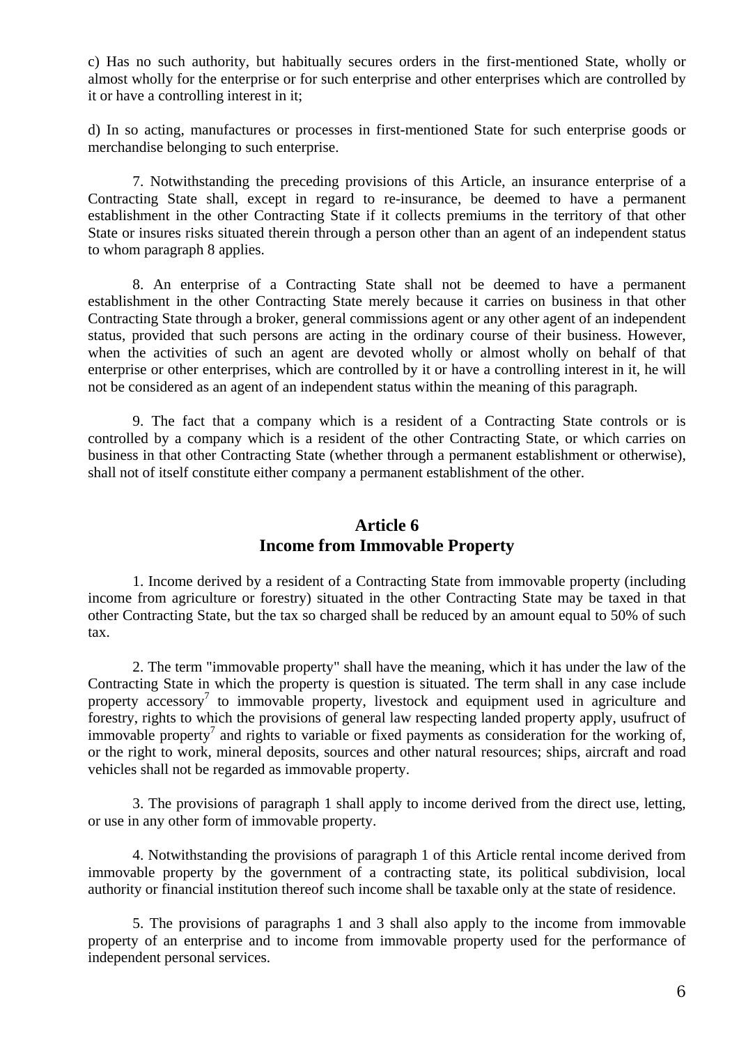c) Has no such authority, but habitually secures orders in the first-mentioned State, wholly or almost wholly for the enterprise or for such enterprise and other enterprises which are controlled by it or have a controlling interest in it;

d) In so acting, manufactures or processes in first-mentioned State for such enterprise goods or merchandise belonging to such enterprise.

7. Notwithstanding the preceding provisions of this Article, an insurance enterprise of a Contracting State shall, except in regard to re-insurance, be deemed to have a permanent establishment in the other Contracting State if it collects premiums in the territory of that other State or insures risks situated therein through a person other than an agent of an independent status to whom paragraph 8 applies.

8. An enterprise of a Contracting State shall not be deemed to have a permanent establishment in the other Contracting State merely because it carries on business in that other Contracting State through a broker, general commissions agent or any other agent of an independent status, provided that such persons are acting in the ordinary course of their business. However, when the activities of such an agent are devoted wholly or almost wholly on behalf of that enterprise or other enterprises, which are controlled by it or have a controlling interest in it, he will not be considered as an agent of an independent status within the meaning of this paragraph.

9. The fact that a company which is a resident of a Contracting State controls or is controlled by a company which is a resident of the other Contracting State, or which carries on business in that other Contracting State (whether through a permanent establishment or otherwise), shall not of itself constitute either company a permanent establishment of the other.

## Article 6
## Income from Immovable Property

1. Income derived by a resident of a Contracting State from immovable property (including income from agriculture or forestry) situated in the other Contracting State may be taxed in that other Contracting State, but the tax so charged shall be reduced by an amount equal to 50% of such tax.

2. The term "immovable property" shall have the meaning, which it has under the law of the Contracting State in which the property is question is situated. The term shall in any case include property accessory[7] to immovable property, livestock and equipment used in agriculture and forestry, rights to which the provisions of general law respecting landed property apply, usufruct of immovable property[7] and rights to variable or fixed payments as consideration for the working of, or the right to work, mineral deposits, sources and other natural resources; ships, aircraft and road vehicles shall not be regarded as immovable property.

3. The provisions of paragraph 1 shall apply to income derived from the direct use, letting, or use in any other form of immovable property.

4. Notwithstanding the provisions of paragraph 1 of this Article rental income derived from immovable property by the government of a contracting state, its political subdivision, local authority or financial institution thereof such income shall be taxable only at the state of residence.

5. The provisions of paragraphs 1 and 3 shall also apply to the income from immovable property of an enterprise and to income from immovable property used for the performance of independent personal services.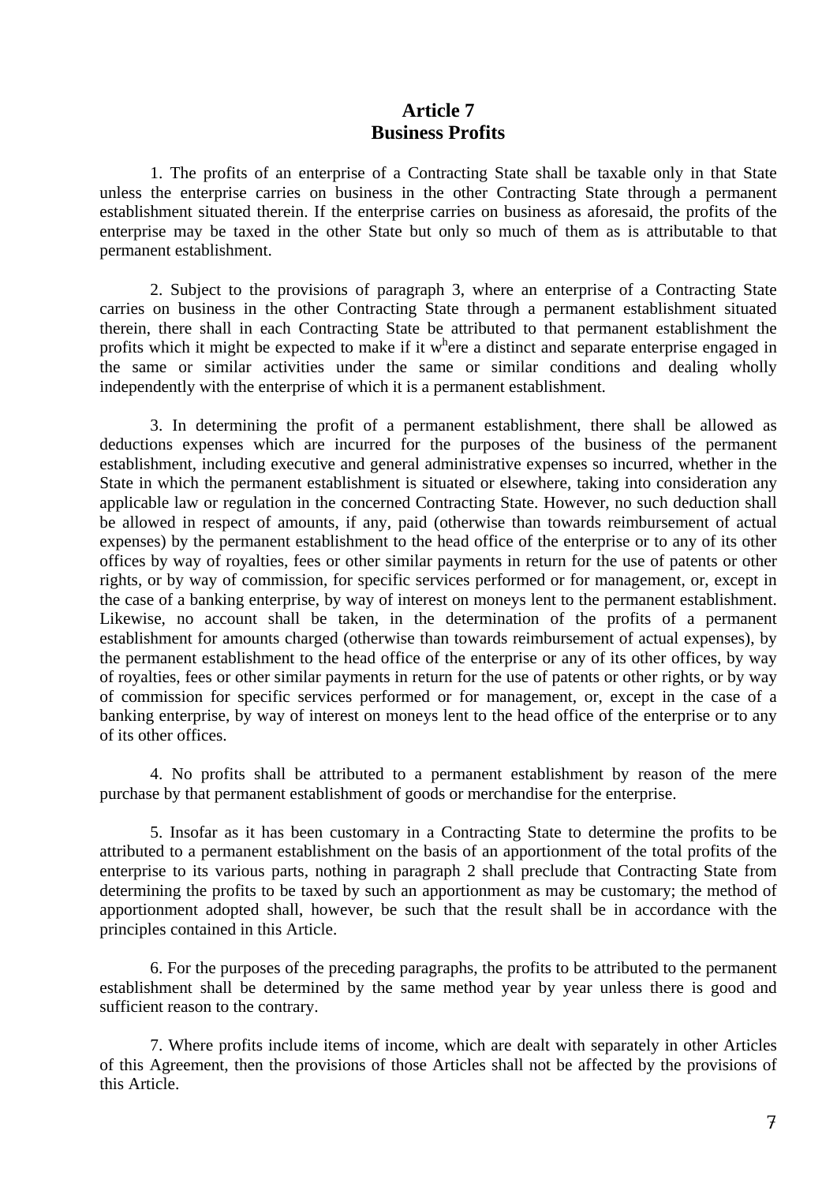## Article 7
## Business Profits

1. The profits of an enterprise of a Contracting State shall be taxable only in that State unless the enterprise carries on business in the other Contracting State through a permanent establishment situated therein. If the enterprise carries on business as aforesaid, the profits of the enterprise may be taxed in the other State but only so much of them as is attributable to that permanent establishment.

2. Subject to the provisions of paragraph 3, where an enterprise of a Contracting State carries on business in the other Contracting State through a permanent establishment situated therein, there shall in each Contracting State be attributed to that permanent establishment the profits which it might be expected to make if it were a distinct and separate enterprise engaged in the same or similar activities under the same or similar conditions and dealing wholly independently with the enterprise of which it is a permanent establishment.

3. In determining the profit of a permanent establishment, there shall be allowed as deductions expenses which are incurred for the purposes of the business of the permanent establishment, including executive and general administrative expenses so incurred, whether in the State in which the permanent establishment is situated or elsewhere, taking into consideration any applicable law or regulation in the concerned Contracting State. However, no such deduction shall be allowed in respect of amounts, if any, paid (otherwise than towards reimbursement of actual expenses) by the permanent establishment to the head office of the enterprise or to any of its other offices by way of royalties, fees or other similar payments in return for the use of patents or other rights, or by way of commission, for specific services performed or for management, or, except in the case of a banking enterprise, by way of interest on moneys lent to the permanent establishment. Likewise, no account shall be taken, in the determination of the profits of a permanent establishment for amounts charged (otherwise than towards reimbursement of actual expenses), by the permanent establishment to the head office of the enterprise or any of its other offices, by way of royalties, fees or other similar payments in return for the use of patents or other rights, or by way of commission for specific services performed or for management, or, except in the case of a banking enterprise, by way of interest on moneys lent to the head office of the enterprise or to any of its other offices.

4. No profits shall be attributed to a permanent establishment by reason of the mere purchase by that permanent establishment of goods or merchandise for the enterprise.

5. Insofar as it has been customary in a Contracting State to determine the profits to be attributed to a permanent establishment on the basis of an apportionment of the total profits of the enterprise to its various parts, nothing in paragraph 2 shall preclude that Contracting State from determining the profits to be taxed by such an apportionment as may be customary; the method of apportionment adopted shall, however, be such that the result shall be in accordance with the principles contained in this Article.

6. For the purposes of the preceding paragraphs, the profits to be attributed to the permanent establishment shall be determined by the same method year by year unless there is good and sufficient reason to the contrary.

7. Where profits include items of income, which are dealt with separately in other Articles of this Agreement, then the provisions of those Articles shall not be affected by the provisions of this Article.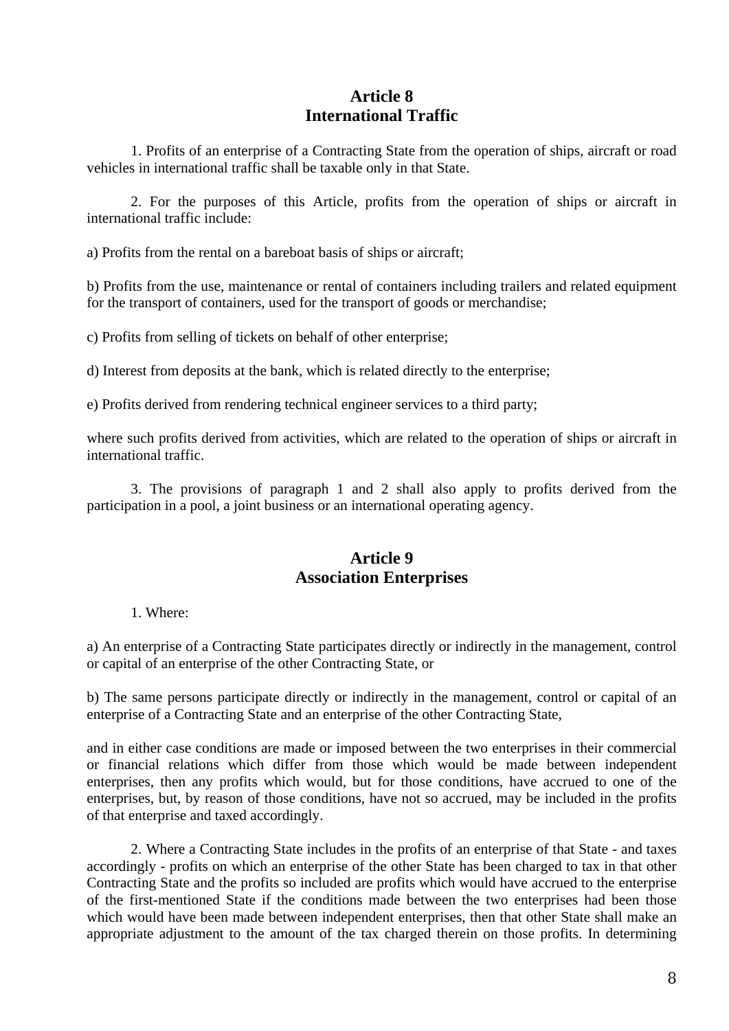## Article 8
## International Traffic

1. Profits of an enterprise of a Contracting State from the operation of ships, aircraft or road vehicles in international traffic shall be taxable only in that State.

2. For the purposes of this Article, profits from the operation of ships or aircraft in international traffic include:

a) Profits from the rental on a bareboat basis of ships or aircraft;

b) Profits from the use, maintenance or rental of containers including trailers and related equipment for the transport of containers, used for the transport of goods or merchandise;

c) Profits from selling of tickets on behalf of other enterprise;

d) Interest from deposits at the bank, which is related directly to the enterprise;

e) Profits derived from rendering technical engineer services to a third party;

where such profits derived from activities, which are related to the operation of ships or aircraft in international traffic.

3. The provisions of paragraph 1 and 2 shall also apply to profits derived from the participation in a pool, a joint business or an international operating agency.

## Article 9
## Association Enterprises

1. Where:

a) An enterprise of a Contracting State participates directly or indirectly in the management, control or capital of an enterprise of the other Contracting State, or

b) The same persons participate directly or indirectly in the management, control or capital of an enterprise of a Contracting State and an enterprise of the other Contracting State,

and in either case conditions are made or imposed between the two enterprises in their commercial or financial relations which differ from those which would be made between independent enterprises, then any profits which would, but for those conditions, have accrued to one of the enterprises, but, by reason of those conditions, have not so accrued, may be included in the profits of that enterprise and taxed accordingly.

2. Where a Contracting State includes in the profits of an enterprise of that State - and taxes accordingly - profits on which an enterprise of the other State has been charged to tax in that other Contracting State and the profits so included are profits which would have accrued to the enterprise of the first-mentioned State if the conditions made between the two enterprises had been those which would have been made between independent enterprises, then that other State shall make an appropriate adjustment to the amount of the tax charged therein on those profits. In determining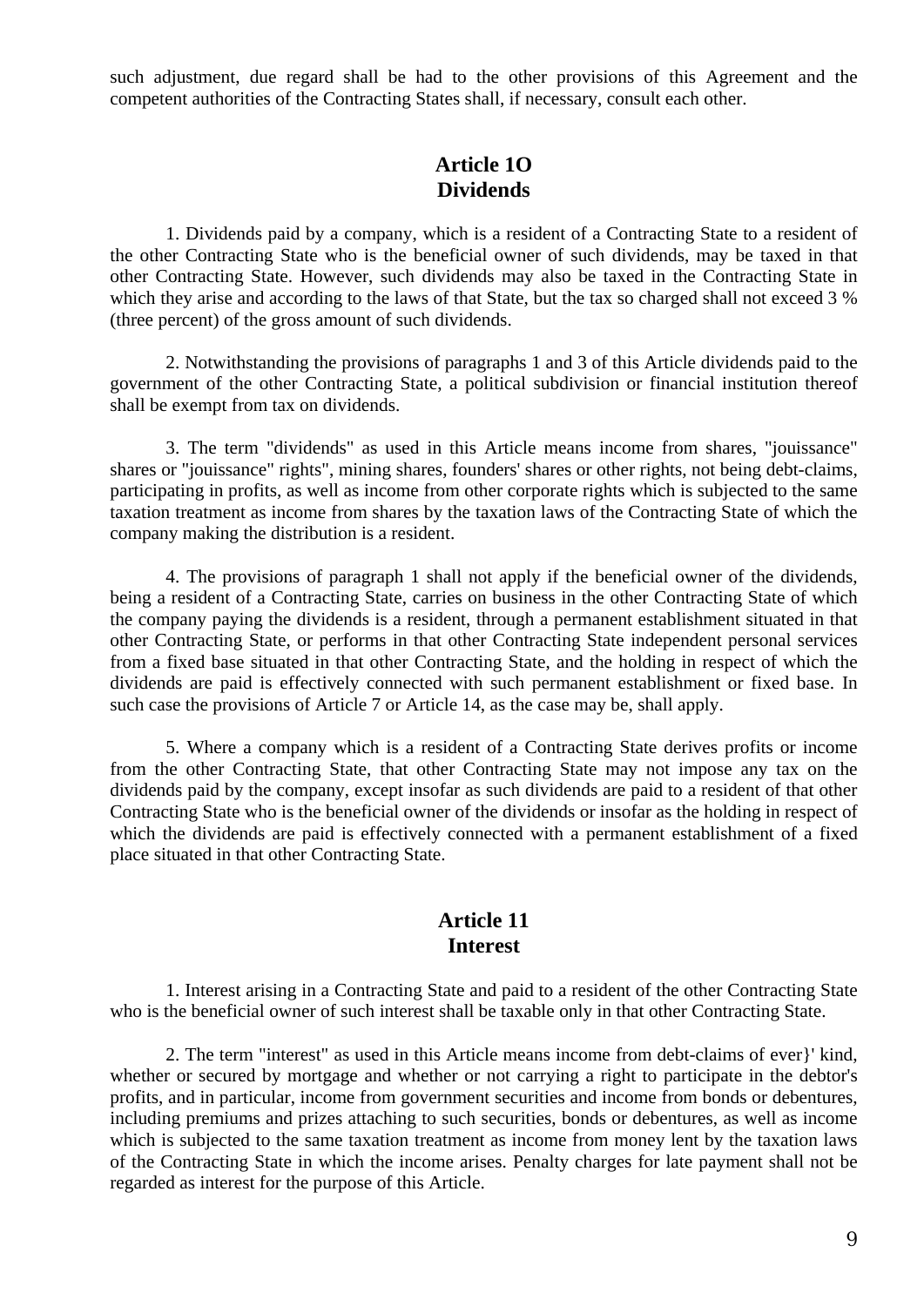such adjustment, due regard shall be had to the other provisions of this Agreement and the competent authorities of the Contracting States shall, if necessary, consult each other.

## Article 1O
## Dividends

1. Dividends paid by a company, which is a resident of a Contracting State to a resident of the other Contracting State who is the beneficial owner of such dividends, may be taxed in that other Contracting State. However, such dividends may also be taxed in the Contracting State in which they arise and according to the laws of that State, but the tax so charged shall not exceed 3 % (three percent) of the gross amount of such dividends.

2. Notwithstanding the provisions of paragraphs 1 and 3 of this Article dividends paid to the government of the other Contracting State, a political subdivision or financial institution thereof shall be exempt from tax on dividends.

3. The term "dividends" as used in this Article means income from shares, "jouissance" shares or "jouissance" rights", mining shares, founders' shares or other rights, not being debt-claims, participating in profits, as well as income from other corporate rights which is subjected to the same taxation treatment as income from shares by the taxation laws of the Contracting State of which the company making the distribution is a resident.

4. The provisions of paragraph 1 shall not apply if the beneficial owner of the dividends, being a resident of a Contracting State, carries on business in the other Contracting State of which the company paying the dividends is a resident, through a permanent establishment situated in that other Contracting State, or performs in that other Contracting State independent personal services from a fixed base situated in that other Contracting State, and the holding in respect of which the dividends are paid is effectively connected with such permanent establishment or fixed base. In such case the provisions of Article 7 or Article 14, as the case may be, shall apply.

5. Where a company which is a resident of a Contracting State derives profits or income from the other Contracting State, that other Contracting State may not impose any tax on the dividends paid by the company, except insofar as such dividends are paid to a resident of that other Contracting State who is the beneficial owner of the dividends or insofar as the holding in respect of which the dividends are paid is effectively connected with a permanent establishment of a fixed place situated in that other Contracting State.

## Article 11
## Interest

1. Interest arising in a Contracting State and paid to a resident of the other Contracting State who is the beneficial owner of such interest shall be taxable only in that other Contracting State.

2. The term "interest" as used in this Article means income from debt-claims of ever}' kind, whether or secured by mortgage and whether or not carrying a right to participate in the debtor's profits, and in particular, income from government securities and income from bonds or debentures, including premiums and prizes attaching to such securities, bonds or debentures, as well as income which is subjected to the same taxation treatment as income from money lent by the taxation laws of the Contracting State in which the income arises. Penalty charges for late payment shall not be regarded as interest for the purpose of this Article.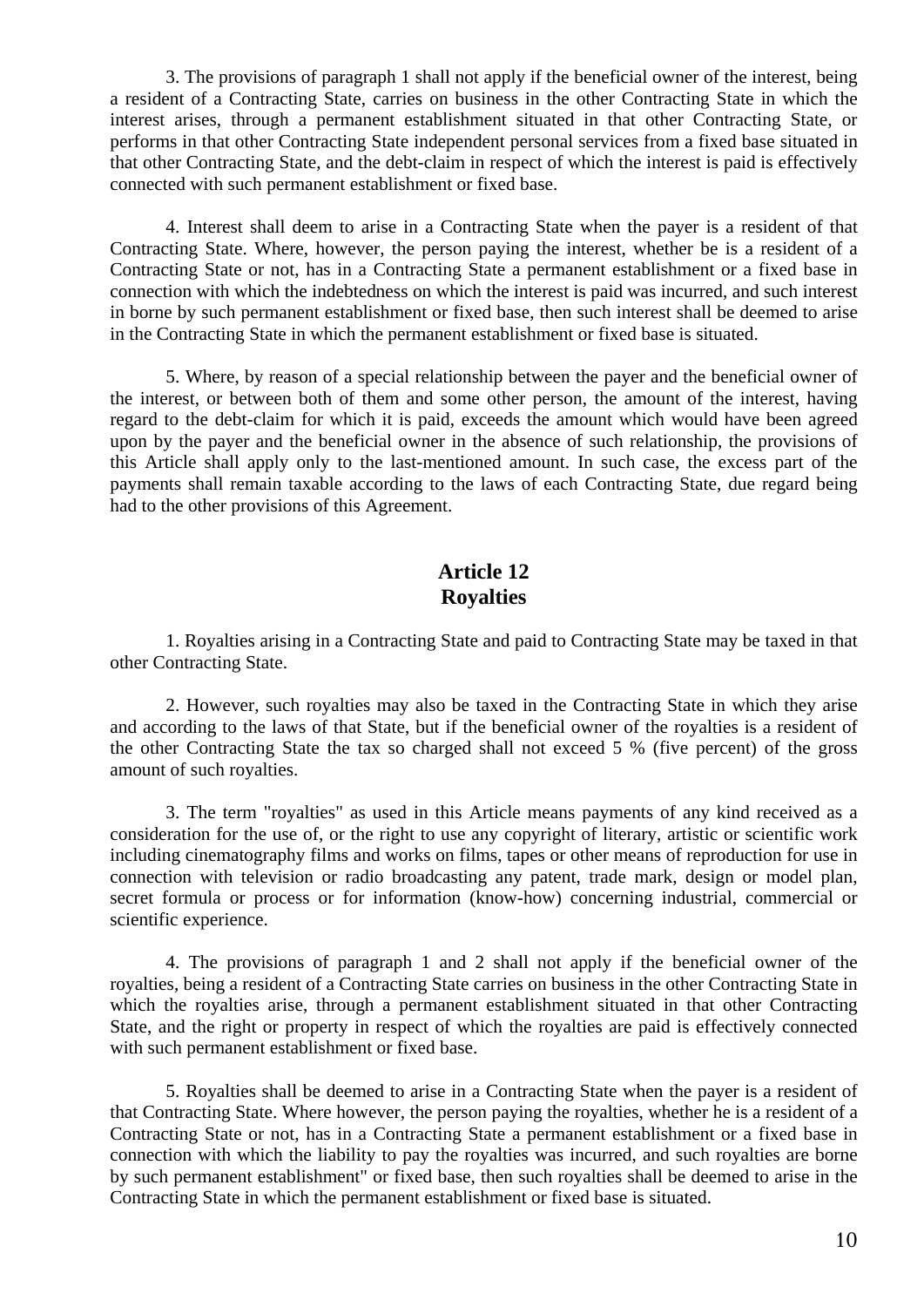3. The provisions of paragraph 1 shall not apply if the beneficial owner of the interest, being a resident of a Contracting State, carries on business in the other Contracting State in which the interest arises, through a permanent establishment situated in that other Contracting State, or performs in that other Contracting State independent personal services from a fixed base situated in that other Contracting State, and the debt-claim in respect of which the interest is paid is effectively connected with such permanent establishment or fixed base.

4. Interest shall deem to arise in a Contracting State when the payer is a resident of that Contracting State. Where, however, the person paying the interest, whether be is a resident of a Contracting State or not, has in a Contracting State a permanent establishment or a fixed base in connection with which the indebtedness on which the interest is paid was incurred, and such interest in borne by such permanent establishment or fixed base, then such interest shall be deemed to arise in the Contracting State in which the permanent establishment or fixed base is situated.

5. Where, by reason of a special relationship between the payer and the beneficial owner of the interest, or between both of them and some other person, the amount of the interest, having regard to the debt-claim for which it is paid, exceeds the amount which would have been agreed upon by the payer and the beneficial owner in the absence of such relationship, the provisions of this Article shall apply only to the last-mentioned amount. In such case, the excess part of the payments shall remain taxable according to the laws of each Contracting State, due regard being had to the other provisions of this Agreement.

## Article 12
## Royalties

1. Royalties arising in a Contracting State and paid to Contracting State may be taxed in that other Contracting State.

2. However, such royalties may also be taxed in the Contracting State in which they arise and according to the laws of that State, but if the beneficial owner of the royalties is a resident of the other Contracting State the tax so charged shall not exceed 5 % (five percent) of the gross amount of such royalties.

3. The term "royalties" as used in this Article means payments of any kind received as a consideration for the use of, or the right to use any copyright of literary, artistic or scientific work including cinematography films and works on films, tapes or other means of reproduction for use in connection with television or radio broadcasting any patent, trade mark, design or model plan, secret formula or process or for information (know-how) concerning industrial, commercial or scientific experience.

4. The provisions of paragraph 1 and 2 shall not apply if the beneficial owner of the royalties, being a resident of a Contracting State carries on business in the other Contracting State in which the royalties arise, through a permanent establishment situated in that other Contracting State, and the right or property in respect of which the royalties are paid is effectively connected with such permanent establishment or fixed base.

5. Royalties shall be deemed to arise in a Contracting State when the payer is a resident of that Contracting State. Where however, the person paying the royalties, whether he is a resident of a Contracting State or not, has in a Contracting State a permanent establishment or a fixed base in connection with which the liability to pay the royalties was incurred, and such royalties are borne by such permanent establishment" or fixed base, then such royalties shall be deemed to arise in the Contracting State in which the permanent establishment or fixed base is situated.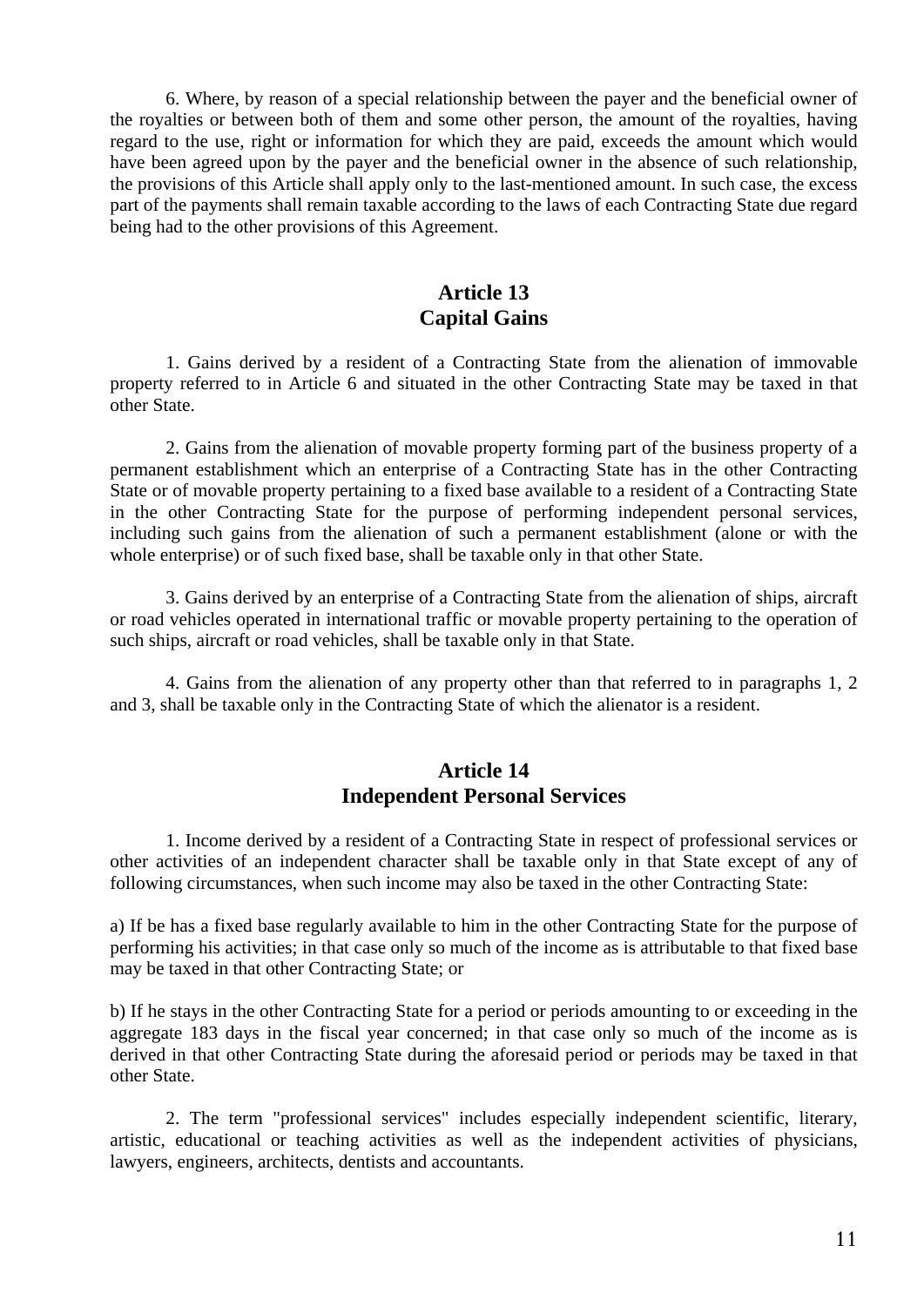6. Where, by reason of a special relationship between the payer and the beneficial owner of the royalties or between both of them and some other person, the amount of the royalties, having regard to the use, right or information for which they are paid, exceeds the amount which would have been agreed upon by the payer and the beneficial owner in the absence of such relationship, the provisions of this Article shall apply only to the last-mentioned amount. In such case, the excess part of the payments shall remain taxable according to the laws of each Contracting State due regard being had to the other provisions of this Agreement.

## Article 13
## Capital Gains

1. Gains derived by a resident of a Contracting State from the alienation of immovable property referred to in Article 6 and situated in the other Contracting State may be taxed in that other State.

2. Gains from the alienation of movable property forming part of the business property of a permanent establishment which an enterprise of a Contracting State has in the other Contracting State or of movable property pertaining to a fixed base available to a resident of a Contracting State in the other Contracting State for the purpose of performing independent personal services, including such gains from the alienation of such a permanent establishment (alone or with the whole enterprise) or of such fixed base, shall be taxable only in that other State.

3. Gains derived by an enterprise of a Contracting State from the alienation of ships, aircraft or road vehicles operated in international traffic or movable property pertaining to the operation of such ships, aircraft or road vehicles, shall be taxable only in that State.

4. Gains from the alienation of any property other than that referred to in paragraphs 1, 2 and 3, shall be taxable only in the Contracting State of which the alienator is a resident.

## Article 14
## Independent Personal Services

1. Income derived by a resident of a Contracting State in respect of professional services or other activities of an independent character shall be taxable only in that State except of any of following circumstances, when such income may also be taxed in the other Contracting State:

a) If be has a fixed base regularly available to him in the other Contracting State for the purpose of performing his activities; in that case only so much of the income as is attributable to that fixed base may be taxed in that other Contracting State; or

b) If he stays in the other Contracting State for a period or periods amounting to or exceeding in the aggregate 183 days in the fiscal year concerned; in that case only so much of the income as is derived in that other Contracting State during the aforesaid period or periods may be taxed in that other State.

2. The term "professional services" includes especially independent scientific, literary, artistic, educational or teaching activities as well as the independent activities of physicians, lawyers, engineers, architects, dentists and accountants.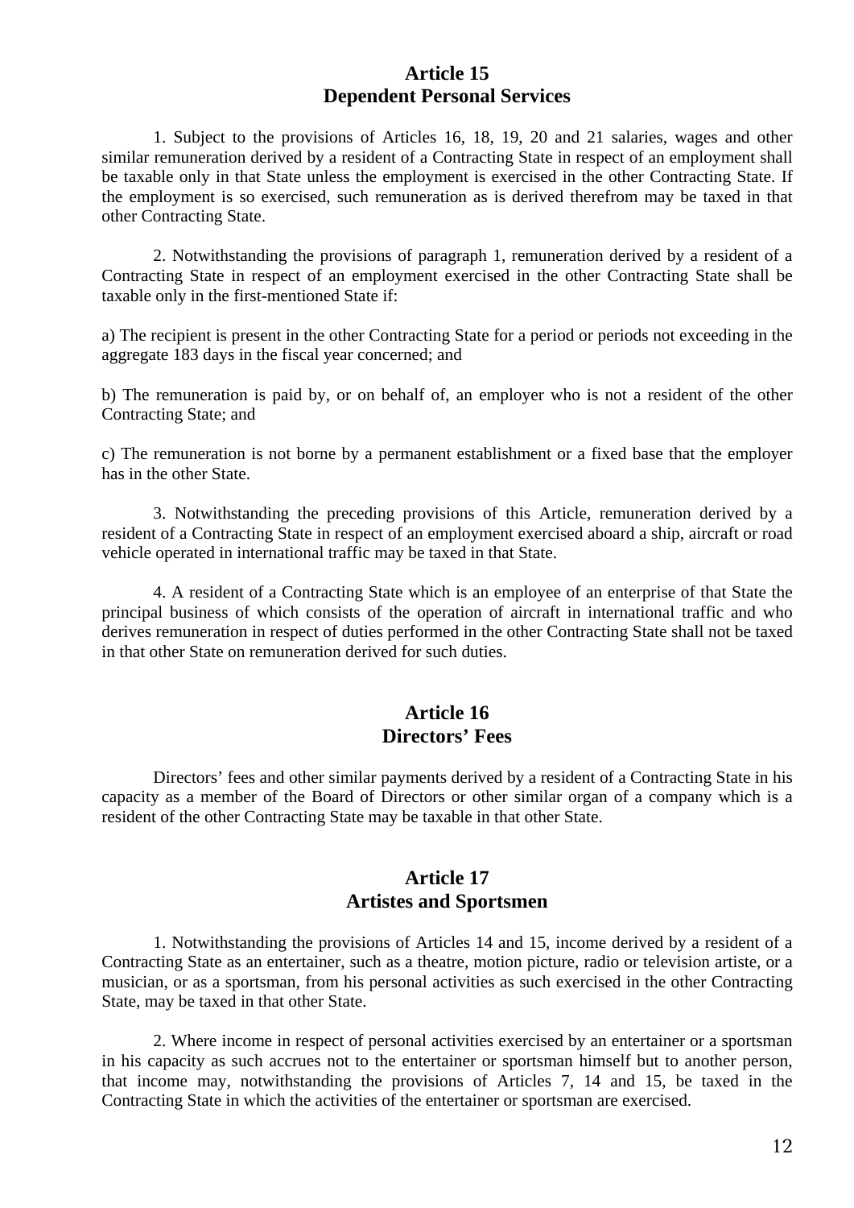## Article 15
## Dependent Personal Services

1. Subject to the provisions of Articles 16, 18, 19, 20 and 21 salaries, wages and other similar remuneration derived by a resident of a Contracting State in respect of an employment shall be taxable only in that State unless the employment is exercised in the other Contracting State. If the employment is so exercised, such remuneration as is derived therefrom may be taxed in that other Contracting State.

2. Notwithstanding the provisions of paragraph 1, remuneration derived by a resident of a Contracting State in respect of an employment exercised in the other Contracting State shall be taxable only in the first-mentioned State if:

a) The recipient is present in the other Contracting State for a period or periods not exceeding in the aggregate 183 days in the fiscal year concerned; and

b) The remuneration is paid by, or on behalf of, an employer who is not a resident of the other Contracting State; and

c) The remuneration is not borne by a permanent establishment or a fixed base that the employer has in the other State.

3. Notwithstanding the preceding provisions of this Article, remuneration derived by a resident of a Contracting State in respect of an employment exercised aboard a ship, aircraft or road vehicle operated in international traffic may be taxed in that State.

4. A resident of a Contracting State which is an employee of an enterprise of that State the principal business of which consists of the operation of aircraft in international traffic and who derives remuneration in respect of duties performed in the other Contracting State shall not be taxed in that other State on remuneration derived for such duties.

## Article 16
## Directors' Fees

Directors' fees and other similar payments derived by a resident of a Contracting State in his capacity as a member of the Board of Directors or other similar organ of a company which is a resident of the other Contracting State may be taxable in that other State.

## Article 17
## Artistes and Sportsmen

1. Notwithstanding the provisions of Articles 14 and 15, income derived by a resident of a Contracting State as an entertainer, such as a theatre, motion picture, radio or television artiste, or a musician, or as a sportsman, from his personal activities as such exercised in the other Contracting State, may be taxed in that other State.

2. Where income in respect of personal activities exercised by an entertainer or a sportsman in his capacity as such accrues not to the entertainer or sportsman himself but to another person, that income may, notwithstanding the provisions of Articles 7, 14 and 15, be taxed in the Contracting State in which the activities of the entertainer or sportsman are exercised.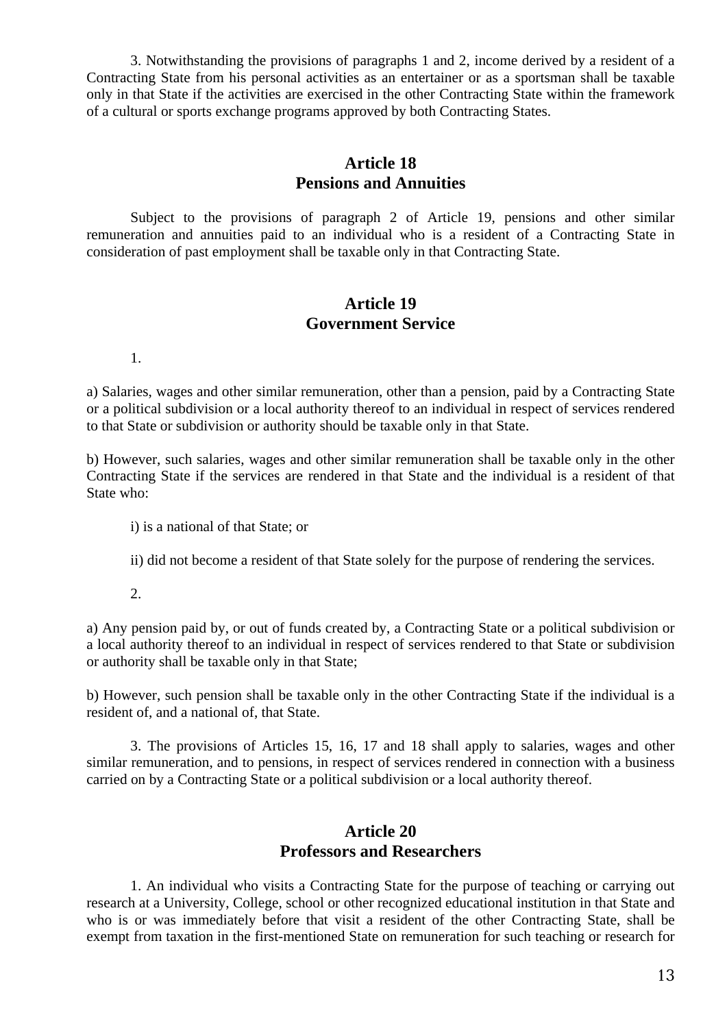3. Notwithstanding the provisions of paragraphs 1 and 2, income derived by a resident of a Contracting State from his personal activities as an entertainer or as a sportsman shall be taxable only in that State if the activities are exercised in the other Contracting State within the framework of a cultural or sports exchange programs approved by both Contracting States.

## Article 18
## Pensions and Annuities

Subject to the provisions of paragraph 2 of Article 19, pensions and other similar remuneration and annuities paid to an individual who is a resident of a Contracting State in consideration of past employment shall be taxable only in that Contracting State.

## Article 19
## Government Service

1.

a) Salaries, wages and other similar remuneration, other than a pension, paid by a Contracting State or a political subdivision or a local authority thereof to an individual in respect of services rendered to that State or subdivision or authority should be taxable only in that State.

b) However, such salaries, wages and other similar remuneration shall be taxable only in the other Contracting State if the services are rendered in that State and the individual is a resident of that State who:

i) is a national of that State; or

ii) did not become a resident of that State solely for the purpose of rendering the services.

2.

a) Any pension paid by, or out of funds created by, a Contracting State or a political subdivision or a local authority thereof to an individual in respect of services rendered to that State or subdivision or authority shall be taxable only in that State;

b) However, such pension shall be taxable only in the other Contracting State if the individual is a resident of, and a national of, that State.

3. The provisions of Articles 15, 16, 17 and 18 shall apply to salaries, wages and other similar remuneration, and to pensions, in respect of services rendered in connection with a business carried on by a Contracting State or a political subdivision or a local authority thereof.

## Article 20
## Professors and Researchers

1. An individual who visits a Contracting State for the purpose of teaching or carrying out research at a University, College, school or other recognized educational institution in that State and who is or was immediately before that visit a resident of the other Contracting State, shall be exempt from taxation in the first-mentioned State on remuneration for such teaching or research for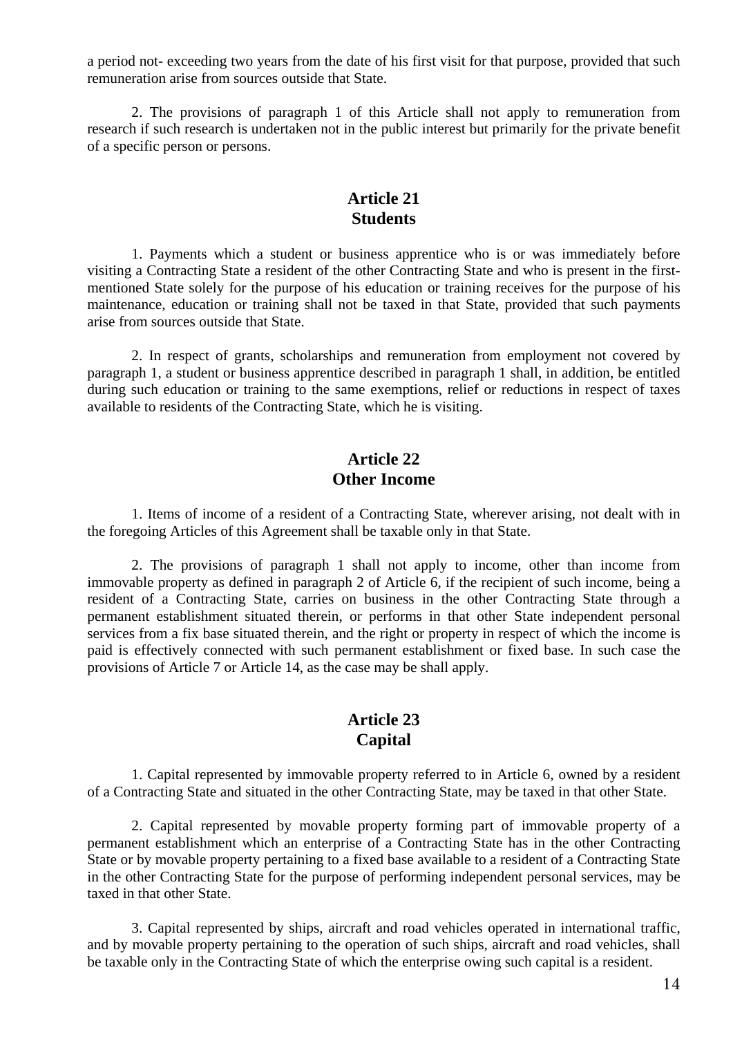a period not- exceeding two years from the date of his first visit for that purpose, provided that such remuneration arise from sources outside that State.

2. The provisions of paragraph 1 of this Article shall not apply to remuneration from research if such research is undertaken not in the public interest but primarily for the private benefit of a specific person or persons.

## Article 21
## Students

1. Payments which a student or business apprentice who is or was immediately before visiting a Contracting State a resident of the other Contracting State and who is present in the first-mentioned State solely for the purpose of his education or training receives for the purpose of his maintenance, education or training shall not be taxed in that State, provided that such payments arise from sources outside that State.

2. In respect of grants, scholarships and remuneration from employment not covered by paragraph 1, a student or business apprentice described in paragraph 1 shall, in addition, be entitled during such education or training to the same exemptions, relief or reductions in respect of taxes available to residents of the Contracting State, which he is visiting.

## Article 22
## Other Income

1. Items of income of a resident of a Contracting State, wherever arising, not dealt with in the foregoing Articles of this Agreement shall be taxable only in that State.

2. The provisions of paragraph 1 shall not apply to income, other than income from immovable property as defined in paragraph 2 of Article 6, if the recipient of such income, being a resident of a Contracting State, carries on business in the other Contracting State through a permanent establishment situated therein, or performs in that other State independent personal services from a fix base situated therein, and the right or property in respect of which the income is paid is effectively connected with such permanent establishment or fixed base. In such case the provisions of Article 7 or Article 14, as the case may be shall apply.

## Article 23
## Capital

1. Capital represented by immovable property referred to in Article 6, owned by a resident of a Contracting State and situated in the other Contracting State, may be taxed in that other State.

2. Capital represented by movable property forming part of immovable property of a permanent establishment which an enterprise of a Contracting State has in the other Contracting State or by movable property pertaining to a fixed base available to a resident of a Contracting State in the other Contracting State for the purpose of performing independent personal services, may be taxed in that other State.

3. Capital represented by ships, aircraft and road vehicles operated in international traffic, and by movable property pertaining to the operation of such ships, aircraft and road vehicles, shall be taxable only in the Contracting State of which the enterprise owing such capital is a resident.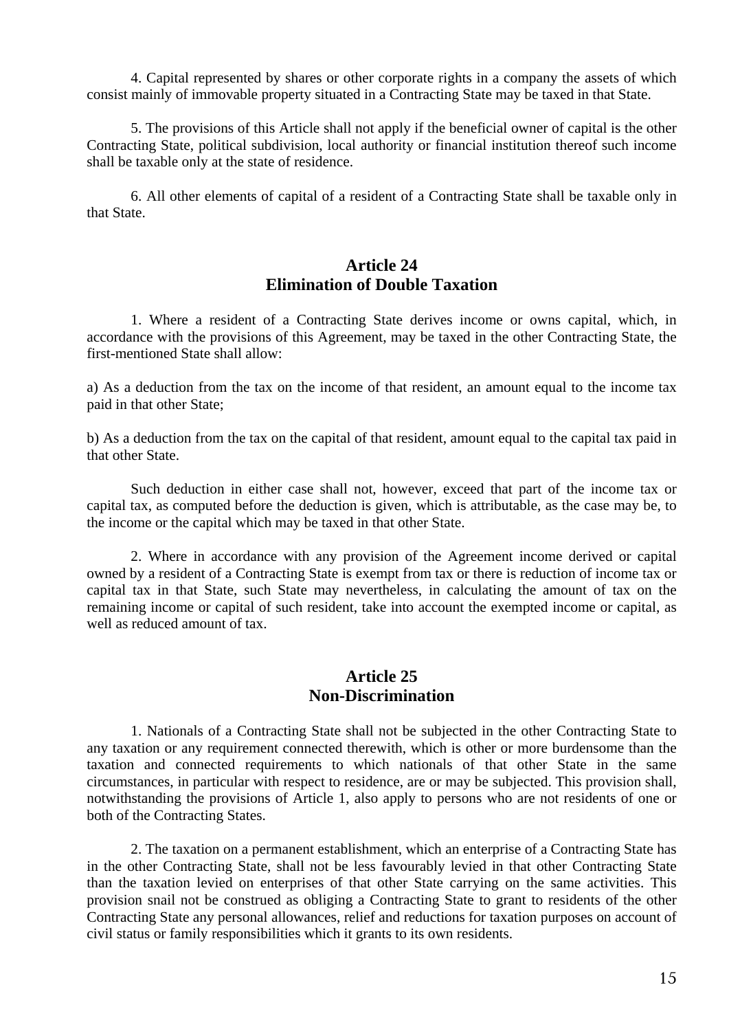4. Capital represented by shares or other corporate rights in a company the assets of which consist mainly of immovable property situated in a Contracting State may be taxed in that State.

5. The provisions of this Article shall not apply if the beneficial owner of capital is the other Contracting State, political subdivision, local authority or financial institution thereof such income shall be taxable only at the state of residence.

6. All other elements of capital of a resident of a Contracting State shall be taxable only in that State.

## Article 24
## Elimination of Double Taxation

1. Where a resident of a Contracting State derives income or owns capital, which, in accordance with the provisions of this Agreement, may be taxed in the other Contracting State, the first-mentioned State shall allow:

a) As a deduction from the tax on the income of that resident, an amount equal to the income tax paid in that other State;

b) As a deduction from the tax on the capital of that resident, amount equal to the capital tax paid in that other State.

Such deduction in either case shall not, however, exceed that part of the income tax or capital tax, as computed before the deduction is given, which is attributable, as the case may be, to the income or the capital which may be taxed in that other State.

2. Where in accordance with any provision of the Agreement income derived or capital owned by a resident of a Contracting State is exempt from tax or there is reduction of income tax or capital tax in that State, such State may nevertheless, in calculating the amount of tax on the remaining income or capital of such resident, take into account the exempted income or capital, as well as reduced amount of tax.

## Article 25
## Non-Discrimination

1. Nationals of a Contracting State shall not be subjected in the other Contracting State to any taxation or any requirement connected therewith, which is other or more burdensome than the taxation and connected requirements to which nationals of that other State in the same circumstances, in particular with respect to residence, are or may be subjected. This provision shall, notwithstanding the provisions of Article 1, also apply to persons who are not residents of one or both of the Contracting States.

2. The taxation on a permanent establishment, which an enterprise of a Contracting State has in the other Contracting State, shall not be less favourably levied in that other Contracting State than the taxation levied on enterprises of that other State carrying on the same activities. This provision snail not be construed as obliging a Contracting State to grant to residents of the other Contracting State any personal allowances, relief and reductions for taxation purposes on account of civil status or family responsibilities which it grants to its own residents.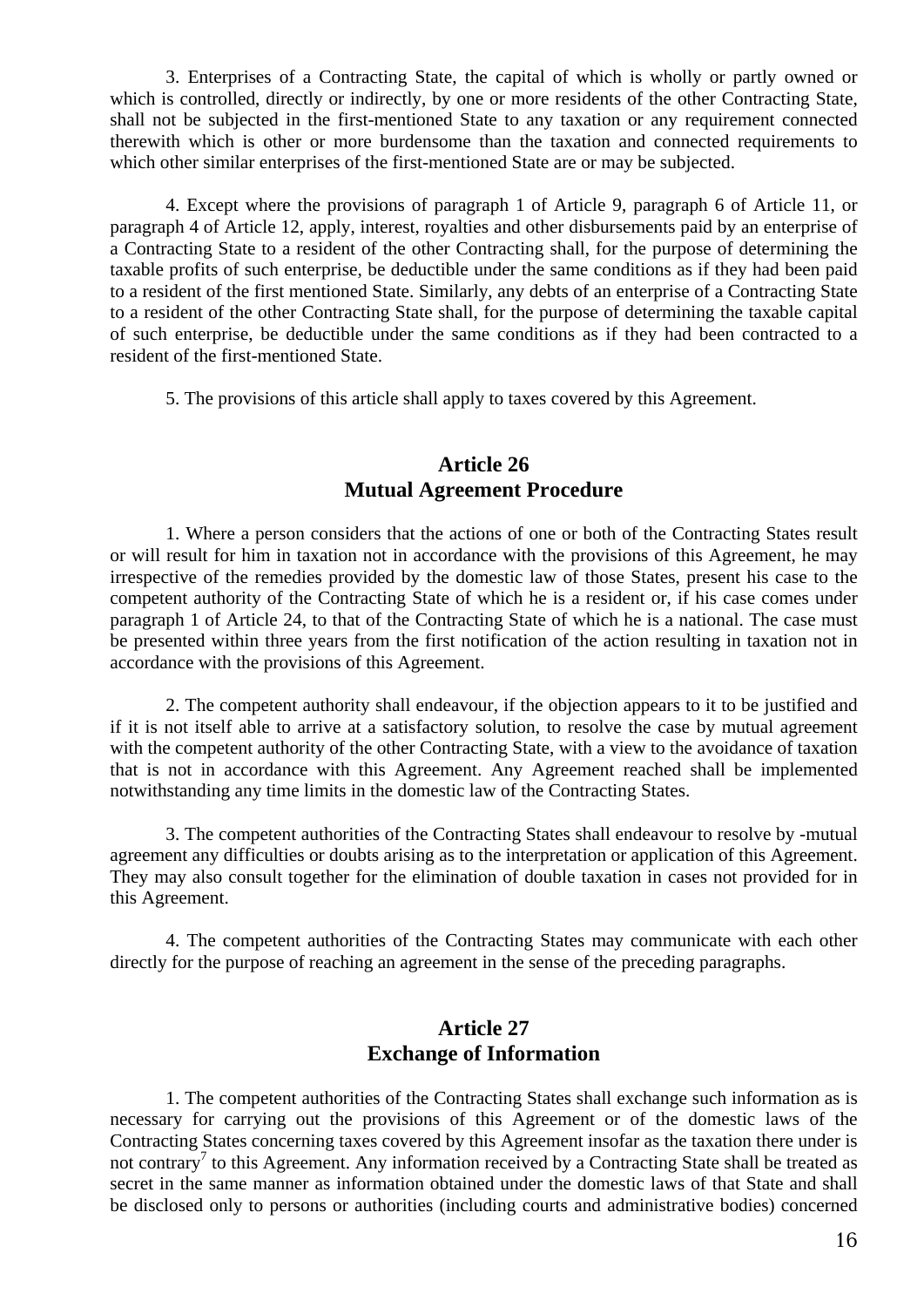3. Enterprises of a Contracting State, the capital of which is wholly or partly owned or which is controlled, directly or indirectly, by one or more residents of the other Contracting State, shall not be subjected in the first-mentioned State to any taxation or any requirement connected therewith which is other or more burdensome than the taxation and connected requirements to which other similar enterprises of the first-mentioned State are or may be subjected.

4. Except where the provisions of paragraph 1 of Article 9, paragraph 6 of Article 11, or paragraph 4 of Article 12, apply, interest, royalties and other disbursements paid by an enterprise of a Contracting State to a resident of the other Contracting State shall, for the purpose of determining the taxable profits of such enterprise, be deductible under the same conditions as if they had been paid to a resident of the first mentioned State. Similarly, any debts of an enterprise of a Contracting State to a resident of the other Contracting State shall, for the purpose of determining the taxable capital of such enterprise, be deductible under the same conditions as if they had been contracted to a resident of the first-mentioned State.

5. The provisions of this article shall apply to taxes covered by this Agreement.

## Article 26
## Mutual Agreement Procedure

1. Where a person considers that the actions of one or both of the Contracting States result or will result for him in taxation not in accordance with the provisions of this Agreement, he may irrespective of the remedies provided by the domestic law of those States, present his case to the competent authority of the Contracting State of which he is a resident or, if his case comes under paragraph 1 of Article 24, to that of the Contracting State of which he is a national. The case must be presented within three years from the first notification of the action resulting in taxation not in accordance with the provisions of this Agreement.

2. The competent authority shall endeavour, if the objection appears to it to be justified and if it is not itself able to arrive at a satisfactory solution, to resolve the case by mutual agreement with the competent authority of the other Contracting State, with a view to the avoidance of taxation that is not in accordance with this Agreement. Any Agreement reached shall be implemented notwithstanding any time limits in the domestic law of the Contracting States.

3. The competent authorities of the Contracting States shall endeavour to resolve by -mutual agreement any difficulties or doubts arising as to the interpretation or application of this Agreement. They may also consult together for the elimination of double taxation in cases not provided for in this Agreement.

4. The competent authorities of the Contracting States may communicate with each other directly for the purpose of reaching an agreement in the sense of the preceding paragraphs.

## Article 27
## Exchange of Information

1. The competent authorities of the Contracting States shall exchange such information as is necessary for carrying out the provisions of this Agreement or of the domestic laws of the Contracting States concerning taxes covered by this Agreement insofar as the taxation there under is not contrary[7] to this Agreement. Any information received by a Contracting State shall be treated as secret in the same manner as information obtained under the domestic laws of that State and shall be disclosed only to persons or authorities (including courts and administrative bodies) concerned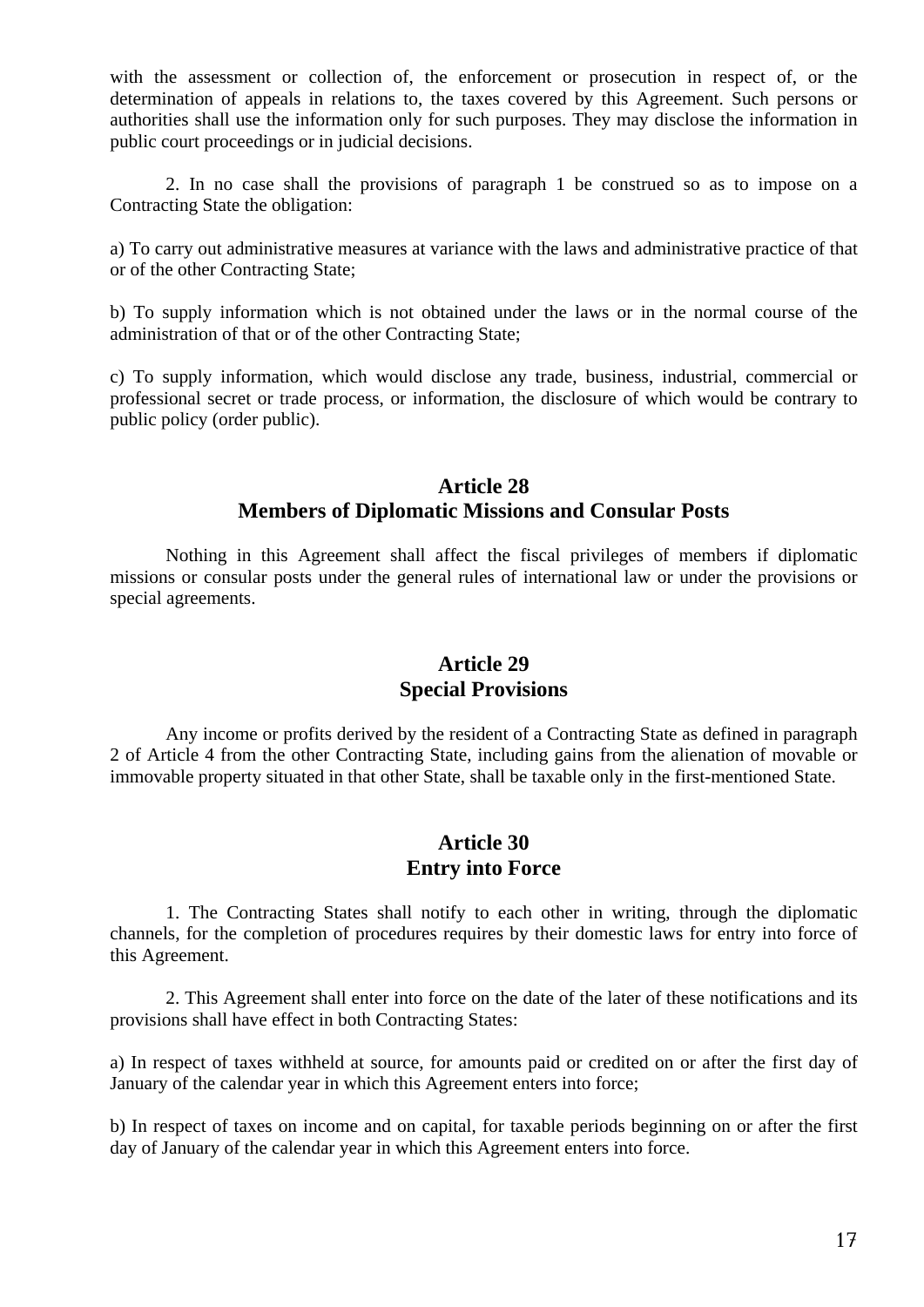with the assessment or collection of, the enforcement or prosecution in respect of, or the determination of appeals in relations to, the taxes covered by this Agreement. Such persons or authorities shall use the information only for such purposes. They may disclose the information in public court proceedings or in judicial decisions.

2. In no case shall the provisions of paragraph 1 be construed so as to impose on a Contracting State the obligation:

a) To carry out administrative measures at variance with the laws and administrative practice of that or of the other Contracting State;

b) To supply information which is not obtained under the laws or in the normal course of the administration of that or of the other Contracting State;

c) To supply information, which would disclose any trade, business, industrial, commercial or professional secret or trade process, or information, the disclosure of which would be contrary to public policy (order public).

## Article 28
## Members of Diplomatic Missions and Consular Posts

Nothing in this Agreement shall affect the fiscal privileges of members if diplomatic missions or consular posts under the general rules of international law or under the provisions or special agreements.

## Article 29
## Special Provisions

Any income or profits derived by the resident of a Contracting State as defined in paragraph 2 of Article 4 from the other Contracting State, including gains from the alienation of movable or immovable property situated in that other State, shall be taxable only in the first-mentioned State.

## Article 30
## Entry into Force

1. The Contracting States shall notify to each other in writing, through the diplomatic channels, for the completion of procedures requires by their domestic laws for entry into force of this Agreement.

2. This Agreement shall enter into force on the date of the later of these notifications and its provisions shall have effect in both Contracting States:

a) In respect of taxes withheld at source, for amounts paid or credited on or after the first day of January of the calendar year in which this Agreement enters into force;

b) In respect of taxes on income and on capital, for taxable periods beginning on or after the first day of January of the calendar year in which this Agreement enters into force.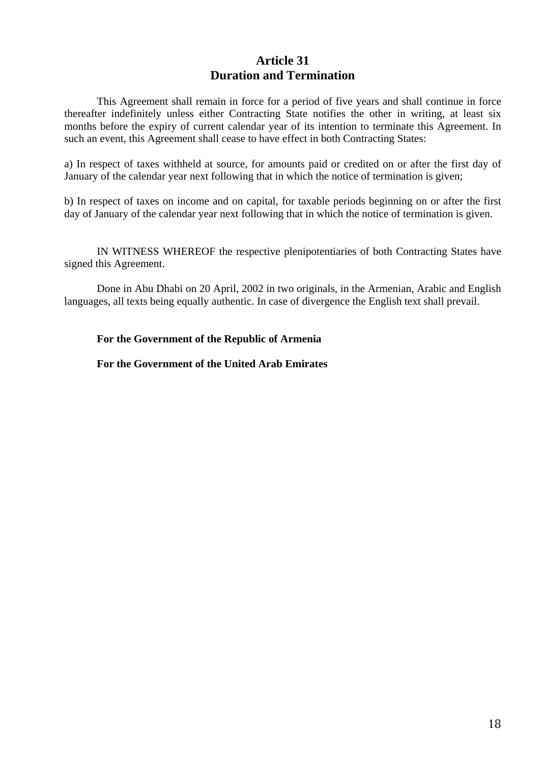## Article 31
## Duration and Termination

This Agreement shall remain in force for a period of five years and shall continue in force thereafter indefinitely unless either Contracting State notifies the other in writing, at least six months before the expiry of current calendar year of its intention to terminate this Agreement. In such an event, this Agreement shall cease to have effect in both Contracting States:

a) In respect of taxes withheld at source, for amounts paid or credited on or after the first day of January of the calendar year next following that in which the notice of termination is given;

b) In respect of taxes on income and on capital, for taxable periods beginning on or after the first day of January of the calendar year next following that in which the notice of termination is given.

IN WITNESS WHEREOF the respective plenipotentiaries of both Contracting States have signed this Agreement.

Done in Abu Dhabi on 20 April, 2002 in two originals, in the Armenian, Arabic and English languages, all texts being equally authentic. In case of divergence the English text shall prevail.

**For the Government of the Republic of Armenia**

**For the Government of the United Arab Emirates**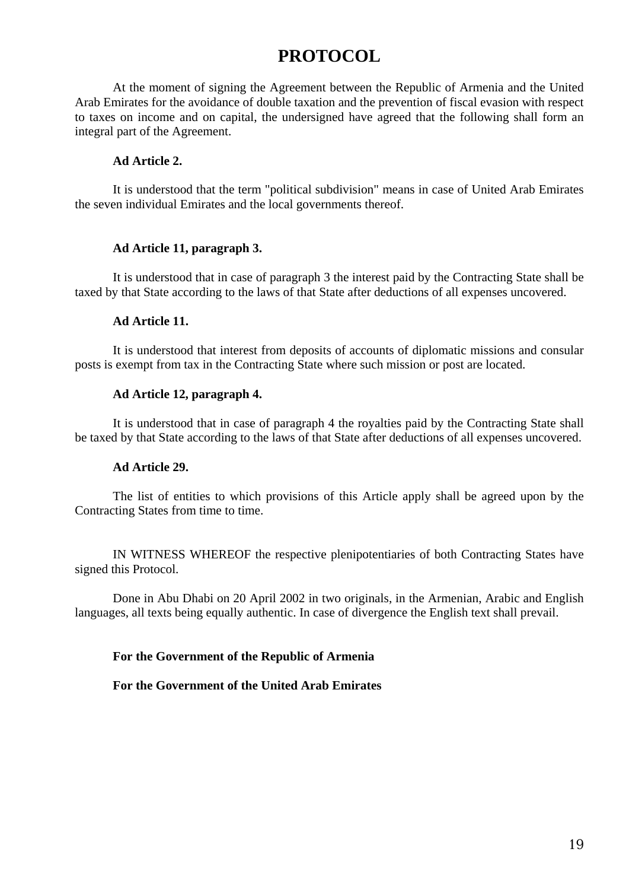# PROTOCOL

At the moment of signing the Agreement between the Republic of Armenia and the United Arab Emirates for the avoidance of double taxation and the prevention of fiscal evasion with respect to taxes on income and on capital, the undersigned have agreed that the following shall form an integral part of the Agreement.

**Ad Article 2.**

It is understood that the term "political subdivision" means in case of United Arab Emirates the seven individual Emirates and the local governments thereof.

**Ad Article 11, paragraph 3.**

It is understood that in case of paragraph 3 the interest paid by the Contracting State shall be taxed by that State according to the laws of that State after deductions of all expenses uncovered.

**Ad Article 11.**

It is understood that interest from deposits of accounts of diplomatic missions and consular posts is exempt from tax in the Contracting State where such mission or post are located.

**Ad Article 12, paragraph 4.**

It is understood that in case of paragraph 4 the royalties paid by the Contracting State shall be taxed by that State according to the laws of that State after deductions of all expenses uncovered.

**Ad Article 29.**

The list of entities to which provisions of this Article apply shall be agreed upon by the Contracting States from time to time.

IN WITNESS WHEREOF the respective plenipotentiaries of both Contracting States have signed this Protocol.

Done in Abu Dhabi on 20 April 2002 in two originals, in the Armenian, Arabic and English languages, all texts being equally authentic. In case of divergence the English text shall prevail.

**For the Government of the Republic of Armenia**

**For the Government of the United Arab Emirates**